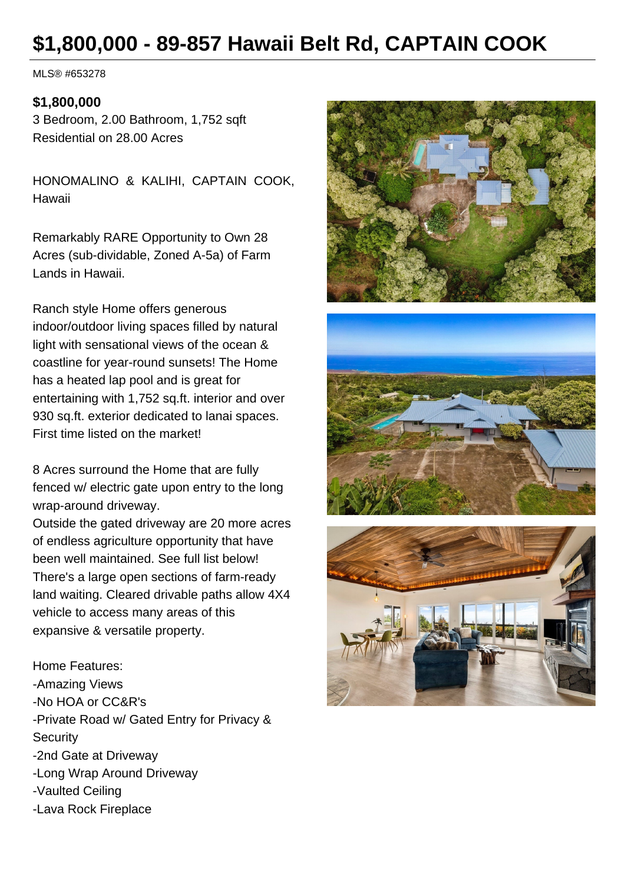# $1,800,000 - 89-857 Hawaii Belt Rd, CAPTAIN COOK

MLS® #653278

**$1,800,000**
3 Bedroom, 2.00 Bathroom, 1,752 sqft
Residential on 28.00 Acres

HONOMALINO & KALIHI, CAPTAIN COOK, Hawaii

Remarkably RARE Opportunity to Own 28 Acres (sub-dividable, Zoned A-5a) of Farm Lands in Hawaii.

Ranch style Home offers generous indoor/outdoor living spaces filled by natural light with sensational views of the ocean & coastline for year-round sunsets! The Home has a heated lap pool and is great for entertaining with 1,752 sq.ft. interior and over 930 sq.ft. exterior dedicated to lanai spaces. First time listed on the market!

8 Acres surround the Home that are fully fenced w/ electric gate upon entry to the long wrap-around driveway.
Outside the gated driveway are 20 more acres of endless agriculture opportunity that have been well maintained. See full list below! There's a large open sections of farm-ready land waiting. Cleared drivable paths allow 4X4 vehicle to access many areas of this expansive & versatile property.

Home Features:
-Amazing Views
-No HOA or CC&R's
-Private Road w/ Gated Entry for Privacy & Security
-2nd Gate at Driveway
-Long Wrap Around Driveway
-Vaulted Ceiling
-Lava Rock Fireplace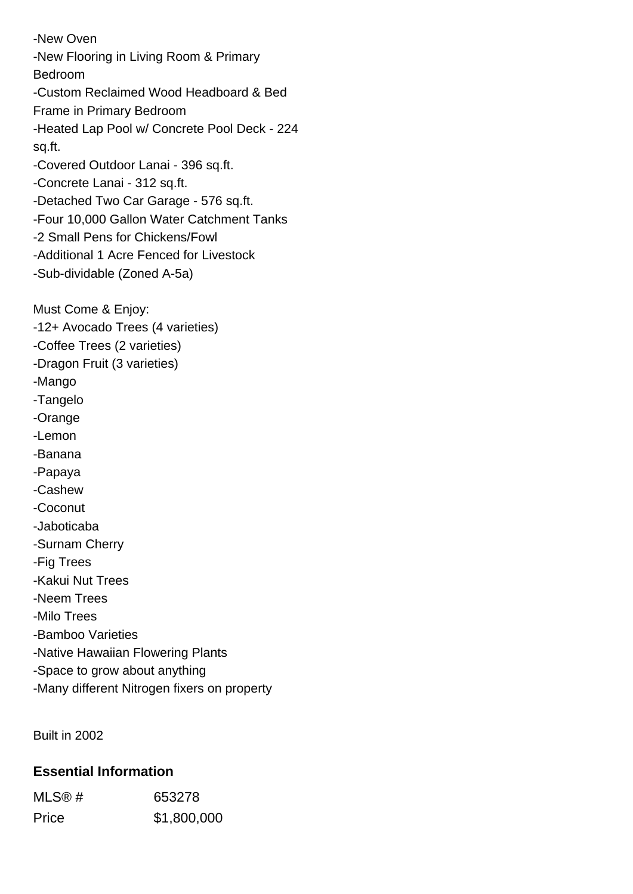-New Oven
-New Flooring in Living Room & Primary Bedroom
-Custom Reclaimed Wood Headboard & Bed Frame in Primary Bedroom
-Heated Lap Pool w/ Concrete Pool Deck - 224 sq.ft.
-Covered Outdoor Lanai - 396 sq.ft.
-Concrete Lanai - 312 sq.ft.
-Detached Two Car Garage - 576 sq.ft.
-Four 10,000 Gallon Water Catchment Tanks
-2 Small Pens for Chickens/Fowl
-Additional 1 Acre Fenced for Livestock
-Sub-dividable (Zoned A-5a)

Must Come & Enjoy:
-12+ Avocado Trees (4 varieties)
-Coffee Trees (2 varieties)
-Dragon Fruit (3 varieties)
-Mango
-Tangelo
-Orange
-Lemon
-Banana
-Papaya
-Cashew
-Coconut
-Jaboticaba
-Surnam Cherry
-Fig Trees
-Kakui Nut Trees
-Neem Trees
-Milo Trees
-Bamboo Varieties
-Native Hawaiian Flowering Plants
-Space to grow about anything
-Many different Nitrogen fixers on property

Built in 2002

### Essential Information

| | |
|---|---|
| MLS® # | 653278 |
| Price | $1,800,000 |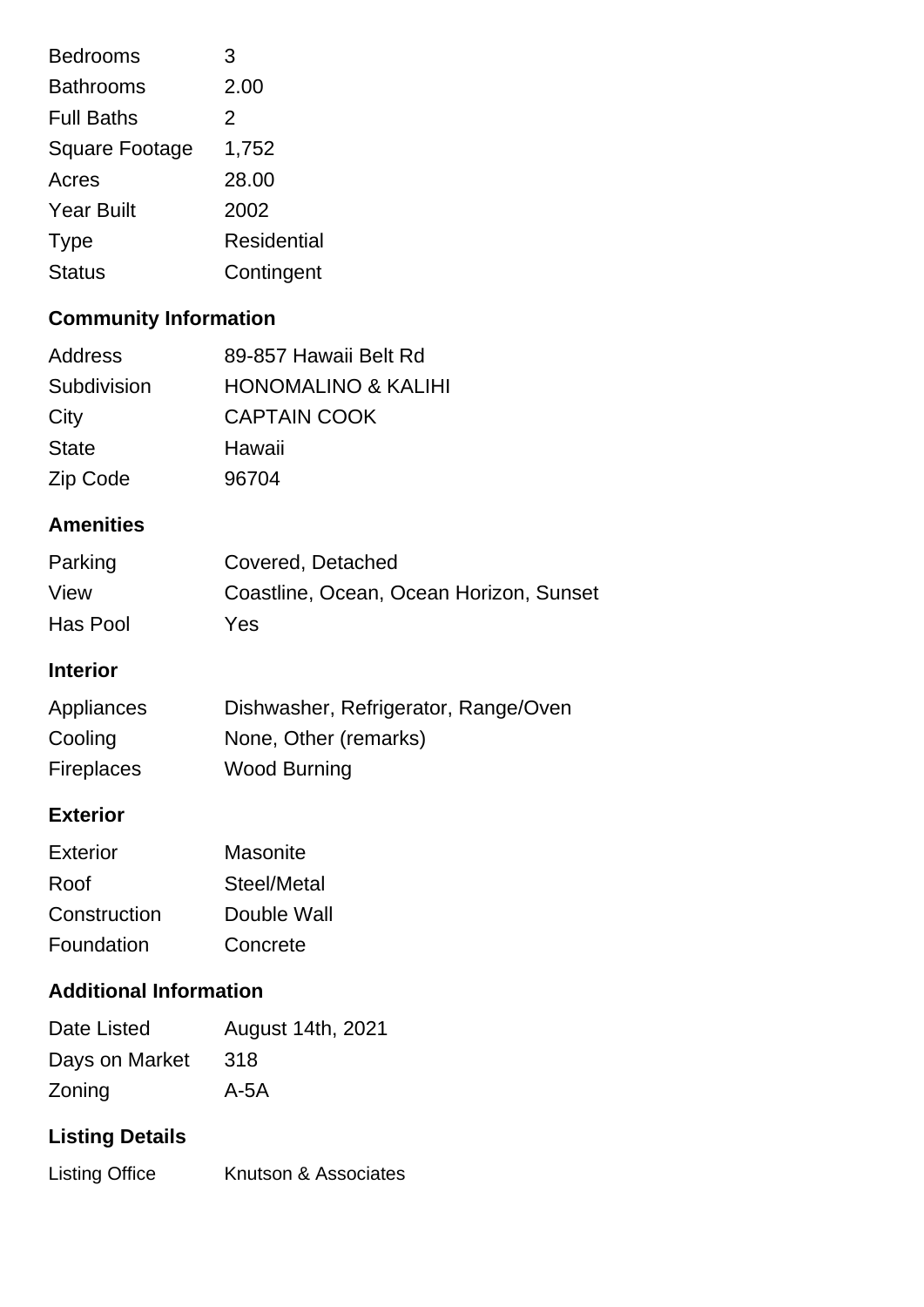| | |
|---|---|
| Bedrooms | 3 |
| Bathrooms | 2.00 |
| Full Baths | 2 |
| Square Footage | 1,752 |
| Acres | 28.00 |
| Year Built | 2002 |
| Type | Residential |
| Status | Contingent |

## Community Information

| | |
|---|---|
| Address | 89-857 Hawaii Belt Rd |
| Subdivision | HONOMALINO & KALIHI |
| City | CAPTAIN COOK |
| State | Hawaii |
| Zip Code | 96704 |

## Amenities

| | |
|---|---|
| Parking | Covered, Detached |
| View | Coastline, Ocean, Ocean Horizon, Sunset |
| Has Pool | Yes |

## Interior

| | |
|---|---|
| Appliances | Dishwasher, Refrigerator, Range/Oven |
| Cooling | None, Other (remarks) |
| Fireplaces | Wood Burning |

## Exterior

| | |
|---|---|
| Exterior | Masonite |
| Roof | Steel/Metal |
| Construction | Double Wall |
| Foundation | Concrete |

## Additional Information

| | |
|---|---|
| Date Listed | August 14th, 2021 |
| Days on Market | 318 |
| Zoning | A-5A |

## Listing Details

| | |
|---|---|
| Listing Office | Knutson & Associates |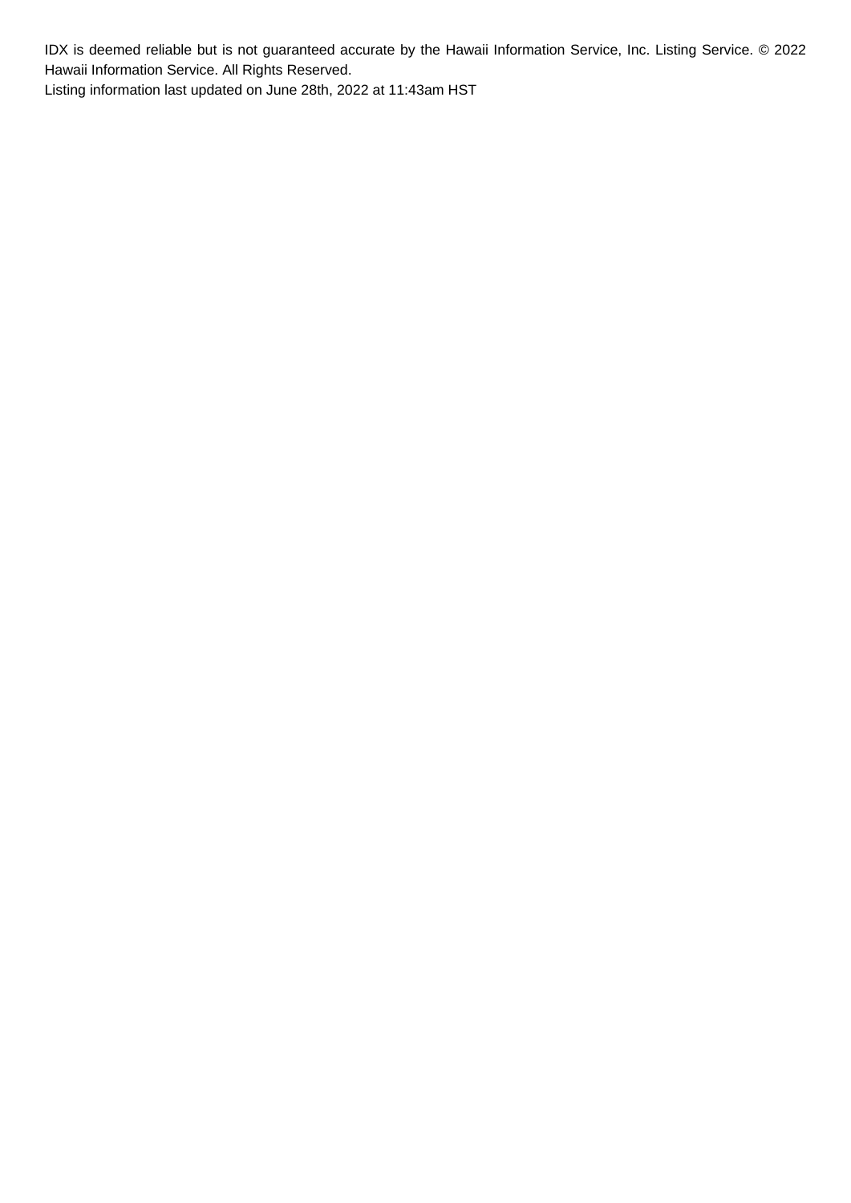IDX is deemed reliable but is not guaranteed accurate by the Hawaii Information Service, Inc. Listing Service. © 2022 Hawaii Information Service. All Rights Reserved.

Listing information last updated on June 28th, 2022 at 11:43am HST